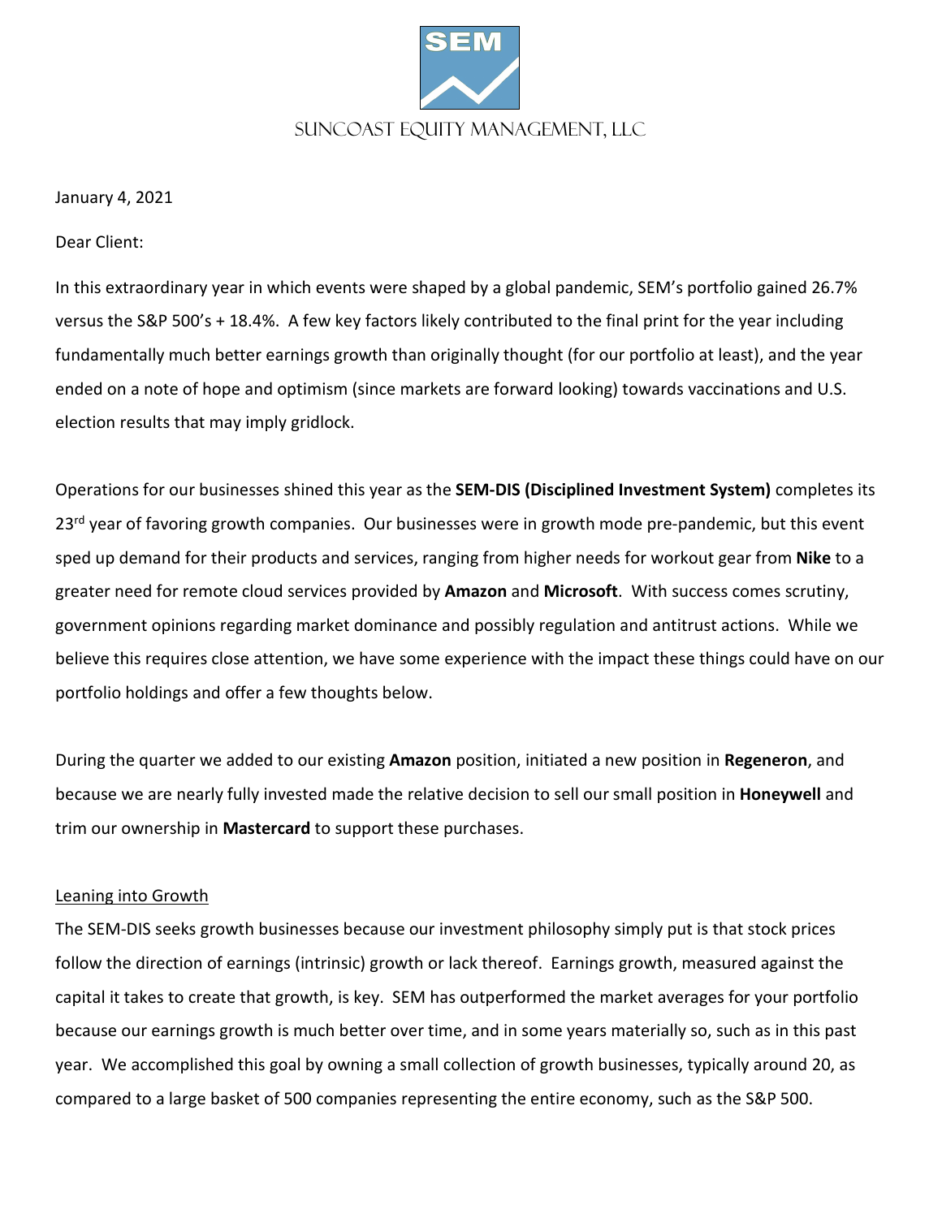SEM

SUNCOAST EQUITY MANAGEMENT, LLC

January 4, 2021

Dear Client:

In this extraordinary year in which events were shaped by a global pandemic, SEM's portfolio gained 26.7% versus the S&P 500's + 18.4%. A few key factors likely contributed to the final print for the year including fundamentally much better earnings growth than originally thought (for our portfolio at least), and the year ended on a note of hope and optimism (since markets are forward looking) towards vaccinations and U.S. election results that may imply gridlock.

Operations for our businesses shined this year as the **SEM-DIS (Disciplined Investment System)** completes its 23rd year of favoring growth companies. Our businesses were in growth mode pre-pandemic, but this event sped up demand for their products and services, ranging from higher needs for workout gear from **Nike** to a greater need for remote cloud services provided by **Amazon** and **Microsoft**. With success comes scrutiny, government opinions regarding market dominance and possibly regulation and antitrust actions. While we believe this requires close attention, we have some experience with the impact these things could have on our portfolio holdings and offer a few thoughts below.

During the quarter we added to our existing **Amazon** position, initiated a new position in **Regeneron**, and because we are nearly fully invested made the relative decision to sell our small position in **Honeywell** and trim our ownership in **Mastercard** to support these purchases.

## Leaning into Growth

The SEM-DIS seeks growth businesses because our investment philosophy simply put is that stock prices follow the direction of earnings (intrinsic) growth or lack thereof. Earnings growth, measured against the capital it takes to create that growth, is key. SEM has outperformed the market averages for your portfolio because our earnings growth is much better over time, and in some years materially so, such as in this past year. We accomplished this goal by owning a small collection of growth businesses, typically around 20, as compared to a large basket of 500 companies representing the entire economy, such as the S&P 500.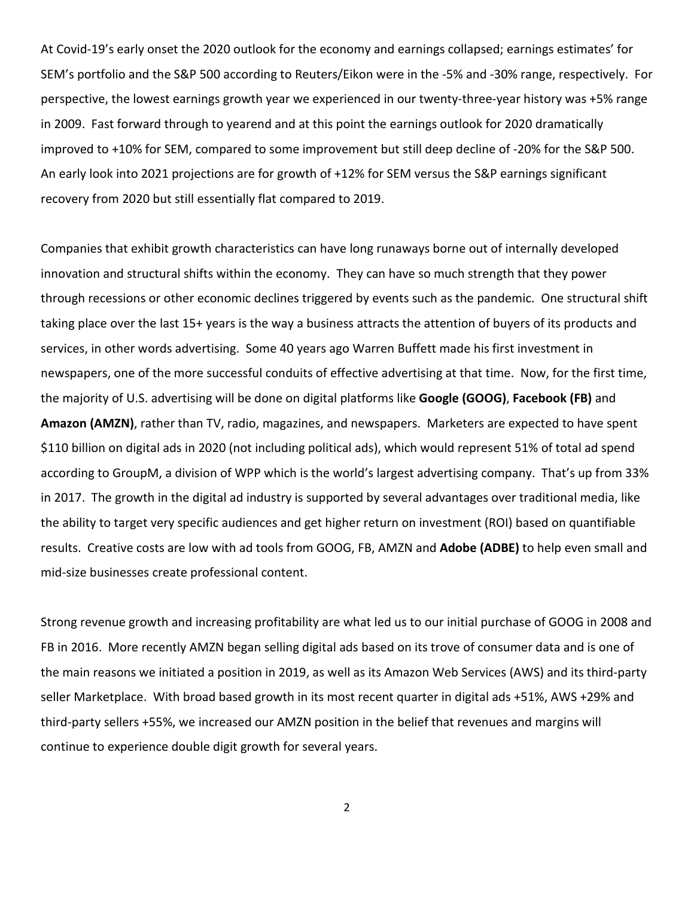At Covid-19's early onset the 2020 outlook for the economy and earnings collapsed; earnings estimates' for SEM's portfolio and the S&P 500 according to Reuters/Eikon were in the -5% and -30% range, respectively. For perspective, the lowest earnings growth year we experienced in our twenty-three-year history was +5% range in 2009. Fast forward through to yearend and at this point the earnings outlook for 2020 dramatically improved to +10% for SEM, compared to some improvement but still deep decline of -20% for the S&P 500. An early look into 2021 projections are for growth of +12% for SEM versus the S&P earnings significant recovery from 2020 but still essentially flat compared to 2019.

Companies that exhibit growth characteristics can have long runaways borne out of internally developed innovation and structural shifts within the economy. They can have so much strength that they power through recessions or other economic declines triggered by events such as the pandemic. One structural shift taking place over the last 15+ years is the way a business attracts the attention of buyers of its products and services, in other words advertising. Some 40 years ago Warren Buffett made his first investment in newspapers, one of the more successful conduits of effective advertising at that time. Now, for the first time, the majority of U.S. advertising will be done on digital platforms like **Google (GOOG)**, **Facebook (FB)** and **Amazon (AMZN)**, rather than TV, radio, magazines, and newspapers. Marketers are expected to have spent $110 billion on digital ads in 2020 (not including political ads), which would represent 51% of total ad spend according to GroupM, a division of WPP which is the world's largest advertising company. That's up from 33% in 2017. The growth in the digital ad industry is supported by several advantages over traditional media, like the ability to target very specific audiences and get higher return on investment (ROI) based on quantifiable results. Creative costs are low with ad tools from GOOG, FB, AMZN and **Adobe (ADBE)** to help even small and mid-size businesses create professional content.

Strong revenue growth and increasing profitability are what led us to our initial purchase of GOOG in 2008 and FB in 2016. More recently AMZN began selling digital ads based on its trove of consumer data and is one of the main reasons we initiated a position in 2019, as well as its Amazon Web Services (AWS) and its third-party seller Marketplace. With broad based growth in its most recent quarter in digital ads +51%, AWS +29% and third-party sellers +55%, we increased our AMZN position in the belief that revenues and margins will continue to experience double digit growth for several years.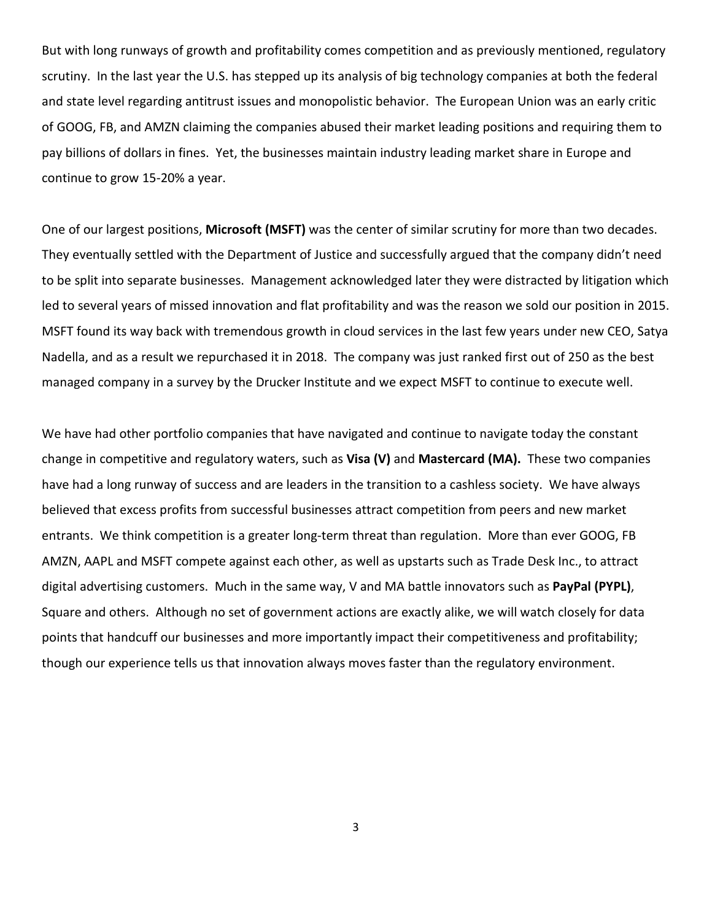But with long runways of growth and profitability comes competition and as previously mentioned, regulatory scrutiny. In the last year the U.S. has stepped up its analysis of big technology companies at both the federal and state level regarding antitrust issues and monopolistic behavior. The European Union was an early critic of GOOG, FB, and AMZN claiming the companies abused their market leading positions and requiring them to pay billions of dollars in fines. Yet, the businesses maintain industry leading market share in Europe and continue to grow 15-20% a year.

One of our largest positions, **Microsoft (MSFT)** was the center of similar scrutiny for more than two decades. They eventually settled with the Department of Justice and successfully argued that the company didn't need to be split into separate businesses. Management acknowledged later they were distracted by litigation which led to several years of missed innovation and flat profitability and was the reason we sold our position in 2015. MSFT found its way back with tremendous growth in cloud services in the last few years under new CEO, Satya Nadella, and as a result we repurchased it in 2018. The company was just ranked first out of 250 as the best managed company in a survey by the Drucker Institute and we expect MSFT to continue to execute well.

We have had other portfolio companies that have navigated and continue to navigate today the constant change in competitive and regulatory waters, such as **Visa (V)** and **Mastercard (MA).** These two companies have had a long runway of success and are leaders in the transition to a cashless society. We have always believed that excess profits from successful businesses attract competition from peers and new market entrants. We think competition is a greater long-term threat than regulation. More than ever GOOG, FB AMZN, AAPL and MSFT compete against each other, as well as upstarts such as Trade Desk Inc., to attract digital advertising customers. Much in the same way, V and MA battle innovators such as **PayPal (PYPL)**, Square and others. Although no set of government actions are exactly alike, we will watch closely for data points that handcuff our businesses and more importantly impact their competitiveness and profitability; though our experience tells us that innovation always moves faster than the regulatory environment.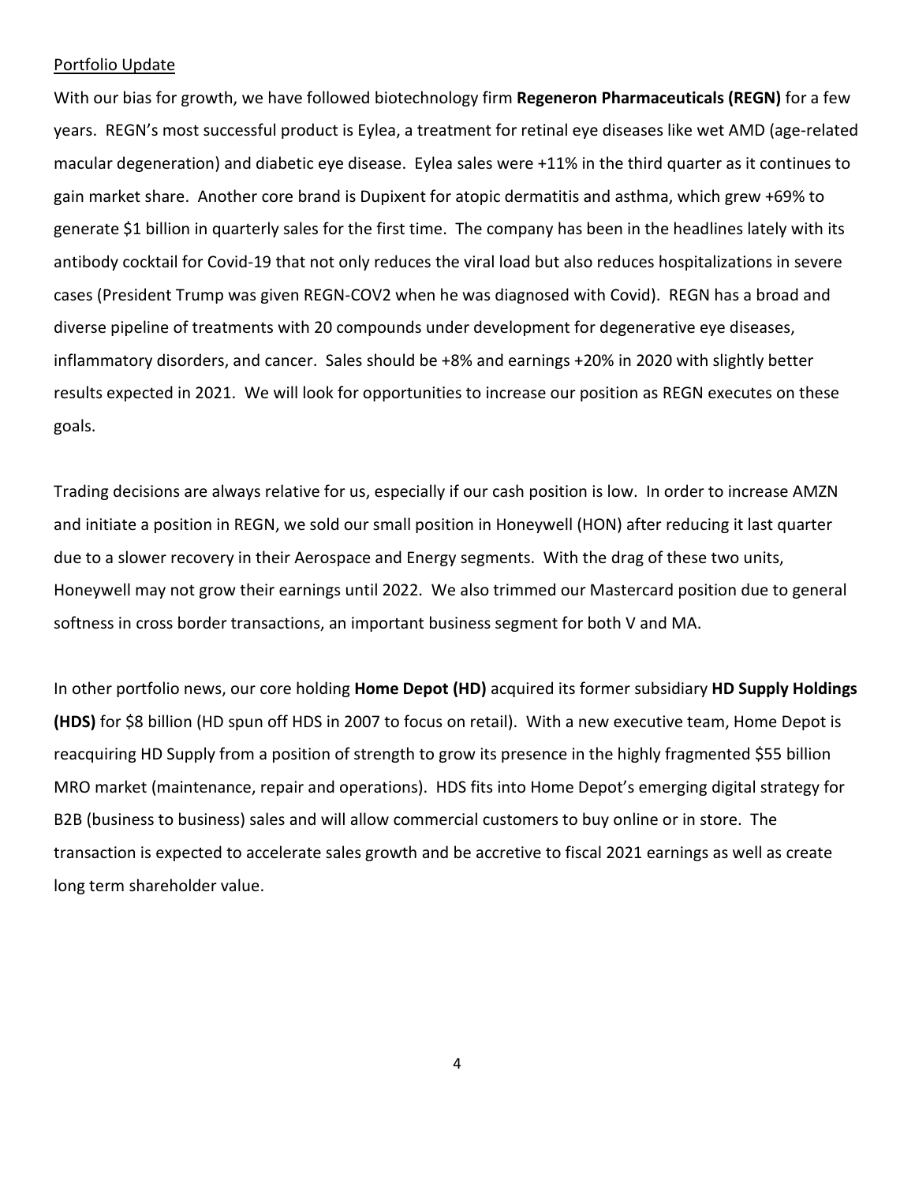Portfolio Update

With our bias for growth, we have followed biotechnology firm **Regeneron Pharmaceuticals (REGN)** for a few years. REGN's most successful product is Eylea, a treatment for retinal eye diseases like wet AMD (age-related macular degeneration) and diabetic eye disease. Eylea sales were +11% in the third quarter as it continues to gain market share. Another core brand is Dupixent for atopic dermatitis and asthma, which grew +69% to generate $1 billion in quarterly sales for the first time. The company has been in the headlines lately with its antibody cocktail for Covid-19 that not only reduces the viral load but also reduces hospitalizations in severe cases (President Trump was given REGN-COV2 when he was diagnosed with Covid). REGN has a broad and diverse pipeline of treatments with 20 compounds under development for degenerative eye diseases, inflammatory disorders, and cancer. Sales should be +8% and earnings +20% in 2020 with slightly better results expected in 2021. We will look for opportunities to increase our position as REGN executes on these goals.

Trading decisions are always relative for us, especially if our cash position is low. In order to increase AMZN and initiate a position in REGN, we sold our small position in Honeywell (HON) after reducing it last quarter due to a slower recovery in their Aerospace and Energy segments. With the drag of these two units, Honeywell may not grow their earnings until 2022. We also trimmed our Mastercard position due to general softness in cross border transactions, an important business segment for both V and MA.

In other portfolio news, our core holding **Home Depot (HD)** acquired its former subsidiary **HD Supply Holdings (HDS)** for $8 billion (HD spun off HDS in 2007 to focus on retail). With a new executive team, Home Depot is reacquiring HD Supply from a position of strength to grow its presence in the highly fragmented $55 billion MRO market (maintenance, repair and operations). HDS fits into Home Depot's emerging digital strategy for B2B (business to business) sales and will allow commercial customers to buy online or in store. The transaction is expected to accelerate sales growth and be accretive to fiscal 2021 earnings as well as create long term shareholder value.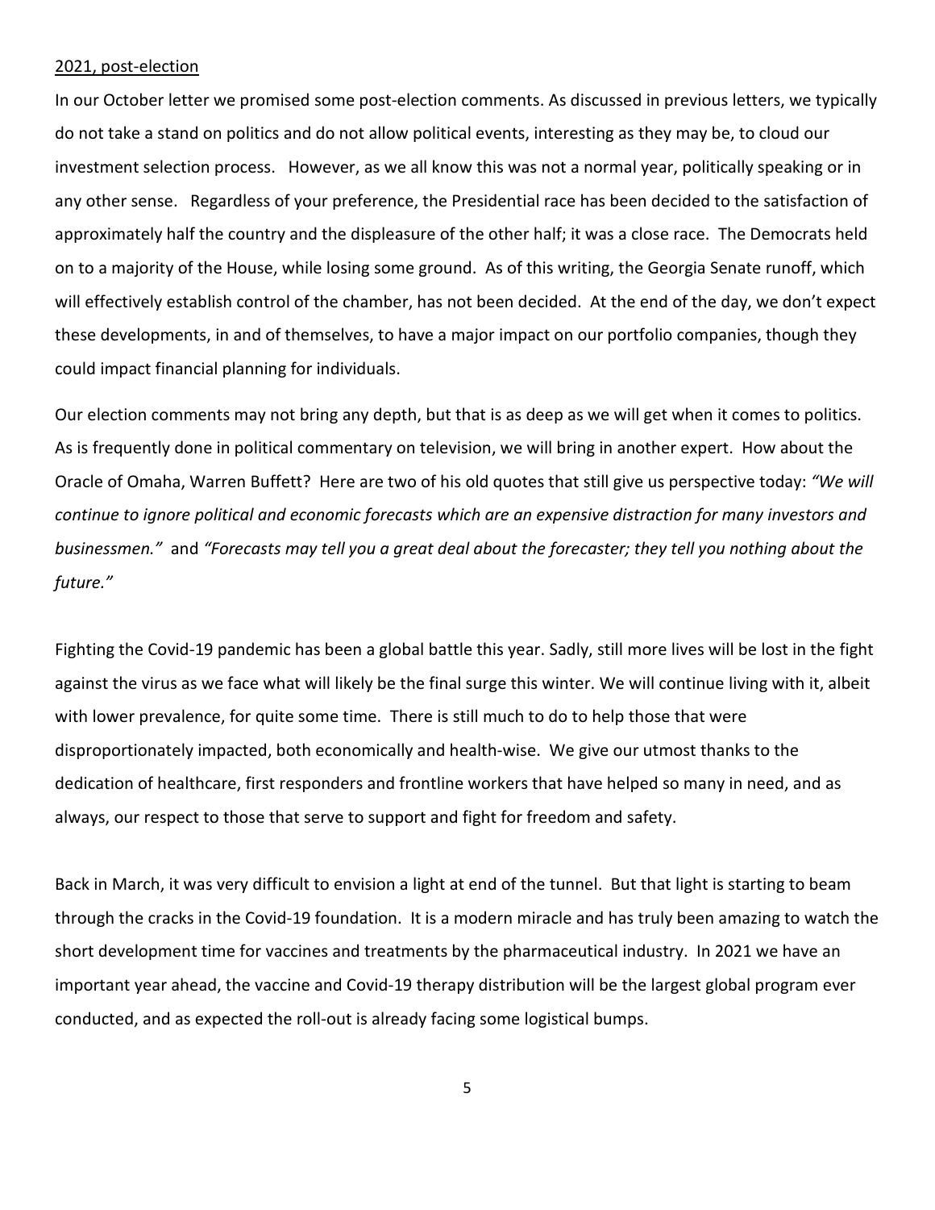2021, post-election

In our October letter we promised some post-election comments. As discussed in previous letters, we typically do not take a stand on politics and do not allow political events, interesting as they may be, to cloud our investment selection process. However, as we all know this was not a normal year, politically speaking or in any other sense. Regardless of your preference, the Presidential race has been decided to the satisfaction of approximately half the country and the displeasure of the other half; it was a close race. The Democrats held on to a majority of the House, while losing some ground. As of this writing, the Georgia Senate runoff, which will effectively establish control of the chamber, has not been decided. At the end of the day, we don't expect these developments, in and of themselves, to have a major impact on our portfolio companies, though they could impact financial planning for individuals.

Our election comments may not bring any depth, but that is as deep as we will get when it comes to politics. As is frequently done in political commentary on television, we will bring in another expert. How about the Oracle of Omaha, Warren Buffett? Here are two of his old quotes that still give us perspective today: *"We will continue to ignore political and economic forecasts which are an expensive distraction for many investors and businessmen."* and *"Forecasts may tell you a great deal about the forecaster; they tell you nothing about the future."*

Fighting the Covid-19 pandemic has been a global battle this year. Sadly, still more lives will be lost in the fight against the virus as we face what will likely be the final surge this winter. We will continue living with it, albeit with lower prevalence, for quite some time. There is still much to do to help those that were disproportionately impacted, both economically and health-wise. We give our utmost thanks to the dedication of healthcare, first responders and frontline workers that have helped so many in need, and as always, our respect to those that serve to support and fight for freedom and safety.

Back in March, it was very difficult to envision a light at end of the tunnel. But that light is starting to beam through the cracks in the Covid-19 foundation. It is a modern miracle and has truly been amazing to watch the short development time for vaccines and treatments by the pharmaceutical industry. In 2021 we have an important year ahead, the vaccine and Covid-19 therapy distribution will be the largest global program ever conducted, and as expected the roll-out is already facing some logistical bumps.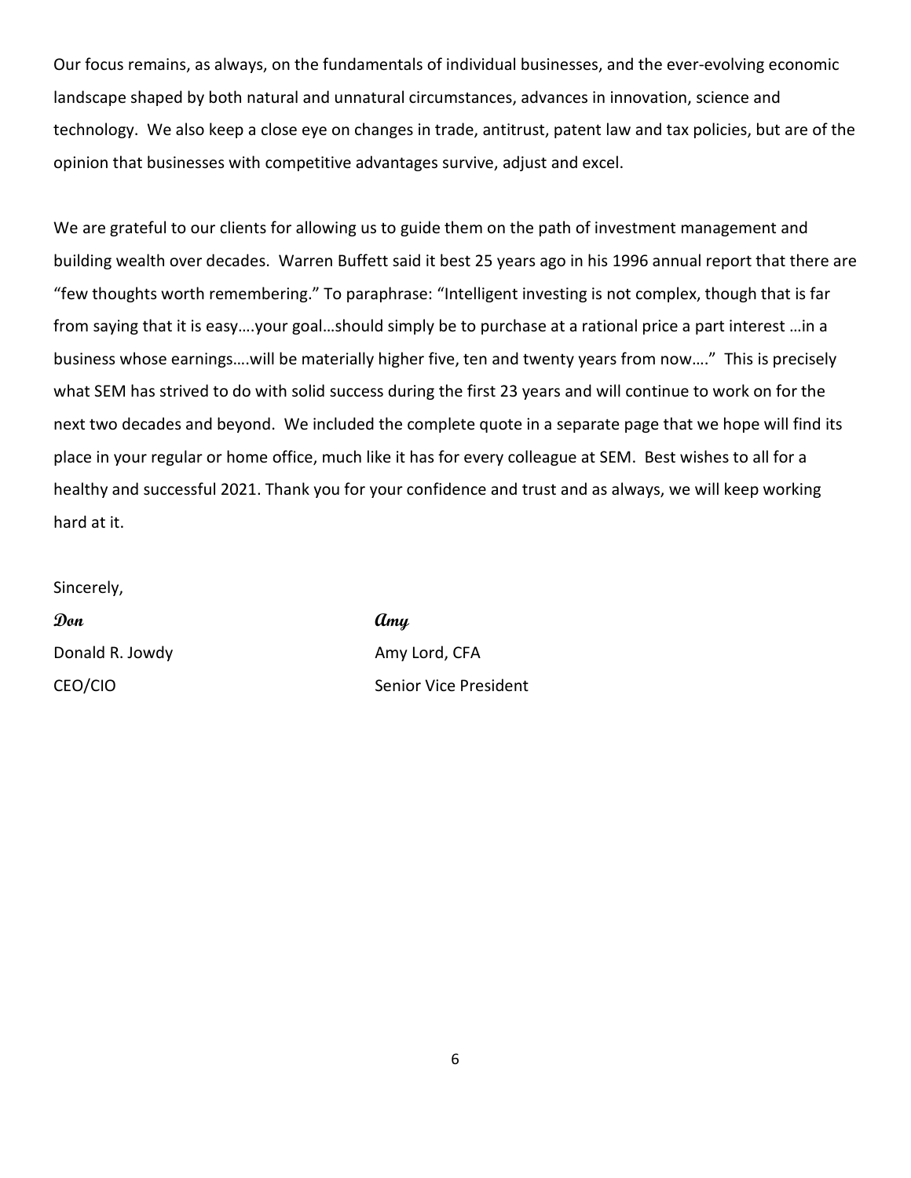Our focus remains, as always, on the fundamentals of individual businesses, and the ever-evolving economic landscape shaped by both natural and unnatural circumstances, advances in innovation, science and technology. We also keep a close eye on changes in trade, antitrust, patent law and tax policies, but are of the opinion that businesses with competitive advantages survive, adjust and excel.

We are grateful to our clients for allowing us to guide them on the path of investment management and building wealth over decades. Warren Buffett said it best 25 years ago in his 1996 annual report that there are "few thoughts worth remembering." To paraphrase: "Intelligent investing is not complex, though that is far from saying that it is easy….your goal…should simply be to purchase at a rational price a part interest …in a business whose earnings….will be materially higher five, ten and twenty years from now…." This is precisely what SEM has strived to do with solid success during the first 23 years and will continue to work on for the next two decades and beyond. We included the complete quote in a separate page that we hope will find its place in your regular or home office, much like it has for every colleague at SEM. Best wishes to all for a healthy and successful 2021. Thank you for your confidence and trust and as always, we will keep working hard at it.

Sincerely,

*Don*
Donald R. Jowdy
CEO/CIO

*Amy*
Amy Lord, CFA
Senior Vice President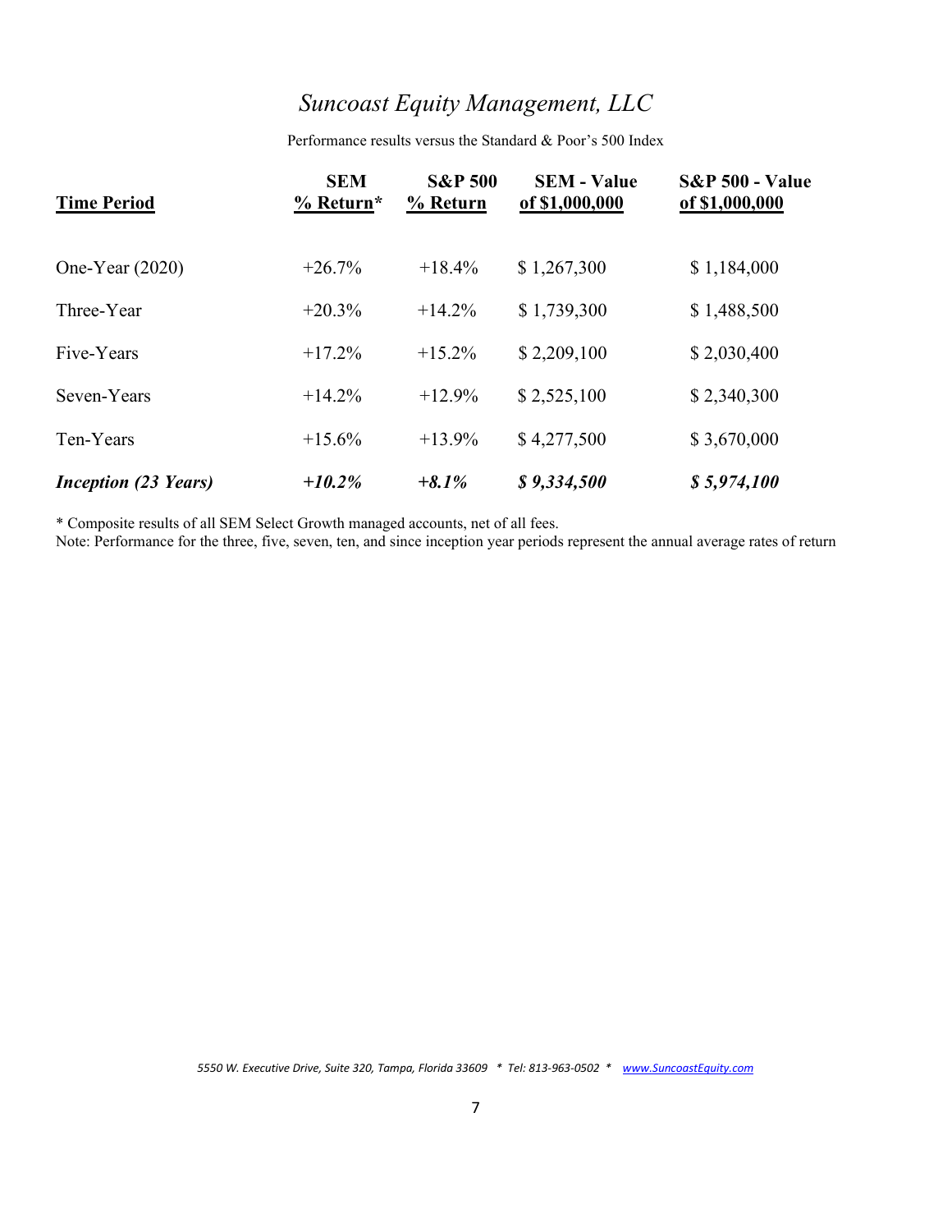# *Suncoast Equity Management, LLC*

Performance results versus the Standard & Poor's 500 Index

| Time Period | SEM % Return* | S&P 500 % Return | SEM - Value of $1,000,000 | S&P 500 - Value of $1,000,000 |
|---|---|---|---|---|
| One-Year (2020) | +26.7% | +18.4% | $ 1,267,300 | $ 1,184,000 |
| Three-Year | +20.3% | +14.2% | $ 1,739,300 | $ 1,488,500 |
| Five-Years | +17.2% | +15.2% | $ 2,209,100 | $ 2,030,400 |
| Seven-Years | +14.2% | +12.9% | $ 2,525,100 | $ 2,340,300 |
| Ten-Years | +15.6% | +13.9% | $ 4,277,500 | $ 3,670,000 |
| ***Inception (23 Years)*** | ***+10.2%*** | ***+8.1%*** | ***$ 9,334,500*** | ***$ 5,974,100*** |

* Composite results of all SEM Select Growth managed accounts, net of all fees.
Note: Performance for the three, five, seven, ten, and since inception year periods represent the annual average rates of return

*5550 W. Executive Drive, Suite 320, Tampa, Florida 33609 * Tel: 813-963-0502 * [www.SuncoastEquity.com](http://www.SuncoastEquity.com)*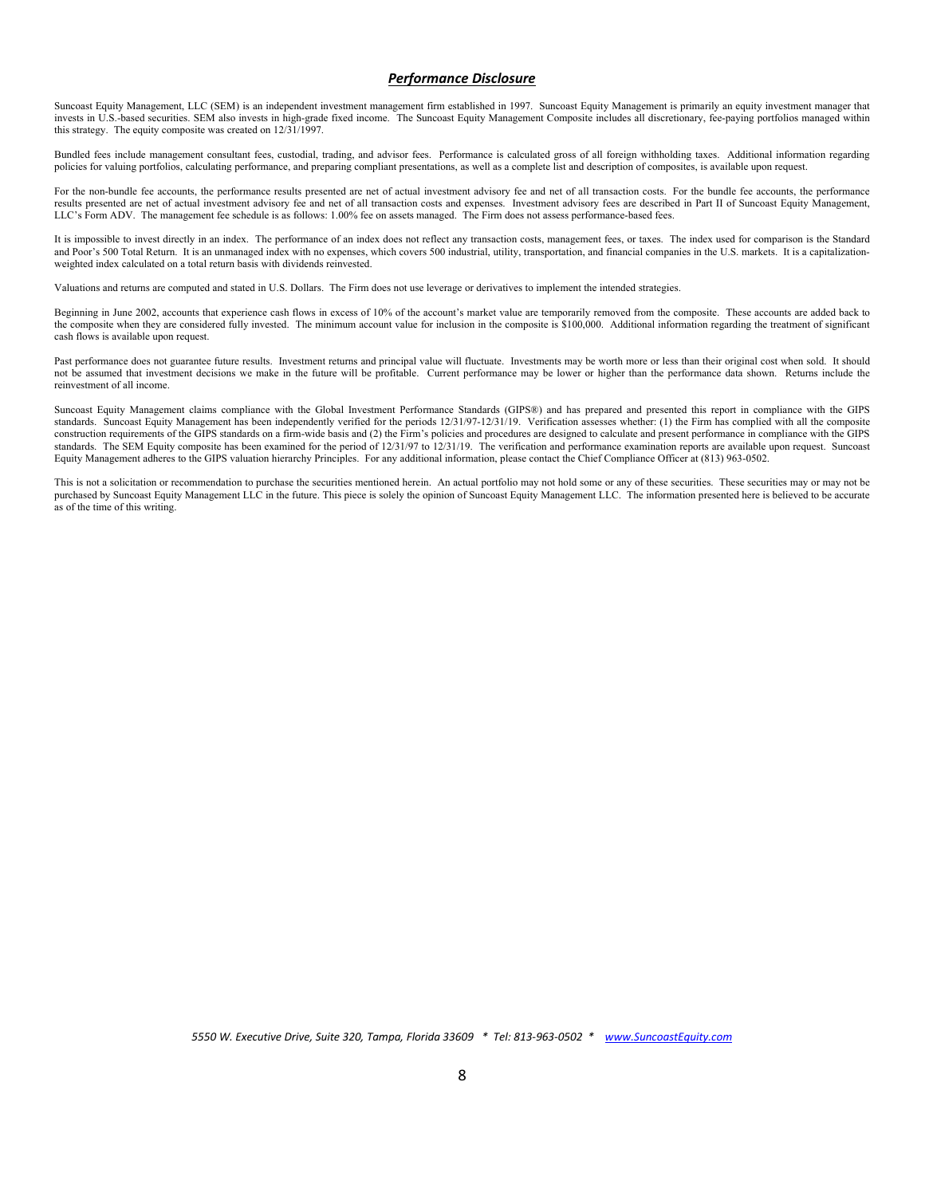## ***Performance Disclosure***

Suncoast Equity Management, LLC (SEM) is an independent investment management firm established in 1997. Suncoast Equity Management is primarily an equity investment manager that invests in U.S.-based securities. SEM also invests in high-grade fixed income. The Suncoast Equity Management Composite includes all discretionary, fee-paying portfolios managed within this strategy. The equity composite was created on 12/31/1997.

Bundled fees include management consultant fees, custodial, trading, and advisor fees. Performance is calculated gross of all foreign withholding taxes. Additional information regarding policies for valuing portfolios, calculating performance, and preparing compliant presentations, as well as a complete list and description of composites, is available upon request.

For the non-bundle fee accounts, the performance results presented are net of actual investment advisory fee and net of all transaction costs. For the bundle fee accounts, the performance results presented are net of actual investment advisory fee and net of all transaction costs and expenses. Investment advisory fees are described in Part II of Suncoast Equity Management, LLC's Form ADV. The management fee schedule is as follows: 1.00% fee on assets managed. The Firm does not assess performance-based fees.

It is impossible to invest directly in an index. The performance of an index does not reflect any transaction costs, management fees, or taxes. The index used for comparison is the Standard and Poor's 500 Total Return. It is an unmanaged index with no expenses, which covers 500 industrial, utility, transportation, and financial companies in the U.S. markets. It is a capitalization-weighted index calculated on a total return basis with dividends reinvested.

Valuations and returns are computed and stated in U.S. Dollars. The Firm does not use leverage or derivatives to implement the intended strategies.

Beginning in June 2002, accounts that experience cash flows in excess of 10% of the account's market value are temporarily removed from the composite. These accounts are added back to the composite when they are considered fully invested. The minimum account value for inclusion in the composite is $100,000. Additional information regarding the treatment of significant cash flows is available upon request.

Past performance does not guarantee future results. Investment returns and principal value will fluctuate. Investments may be worth more or less than their original cost when sold. It should not be assumed that investment decisions we make in the future will be profitable. Current performance may be lower or higher than the performance data shown. Returns include the reinvestment of all income.

Suncoast Equity Management claims compliance with the Global Investment Performance Standards (GIPS®) and has prepared and presented this report in compliance with the GIPS standards. Suncoast Equity Management has been independently verified for the periods 12/31/97-12/31/19. Verification assesses whether: (1) the Firm has complied with all the composite construction requirements of the GIPS standards on a firm-wide basis and (2) the Firm's policies and procedures are designed to calculate and present performance in compliance with the GIPS standards. The SEM Equity composite has been examined for the period of 12/31/97 to 12/31/19. The verification and performance examination reports are available upon request. Suncoast Equity Management adheres to the GIPS valuation hierarchy Principles. For any additional information, please contact the Chief Compliance Officer at (813) 963-0502.

This is not a solicitation or recommendation to purchase the securities mentioned herein. An actual portfolio may not hold some or any of these securities. These securities may or may not be purchased by Suncoast Equity Management LLC in the future. This piece is solely the opinion of Suncoast Equity Management LLC. The information presented here is believed to be accurate as of the time of this writing.

*5550 W. Executive Drive, Suite 320, Tampa, Florida 33609 * Tel: 813-963-0502 * [www.SuncoastEquity.com](www.SuncoastEquity.com)*